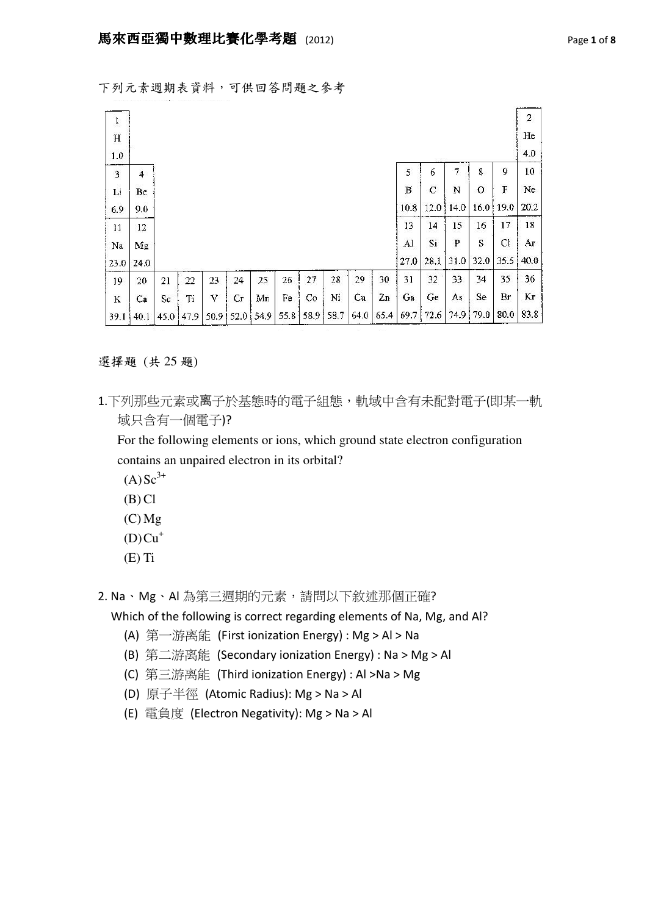下列元素週期表資料，可供回答問題之參考

| 1<br>H<br>1.0 | | | | | | | | | | | | | | | | | 2<br>He<br>4.0 |
|---|---|---|---|---|---|---|---|---|---|---|---|---|---|---|---|---|---|
| 3<br>Li<br>6.9 | 4<br>Be<br>9.0 | | | | | | | | | | | 5<br>B<br>10.8 | 6<br>C<br>12.0 | 7<br>N<br>14.0 | 8<br>O<br>16.0 | 9<br>F<br>19.0 | 10<br>Ne<br>20.2 |
| 11<br>Na<br>23.0 | 12<br>Mg<br>24.0 | | | | | | | | | | | 13<br>Al<br>27.0 | 14<br>Si<br>28.1 | 15<br>P<br>31.0 | 16<br>S<br>32.0 | 17<br>Cl<br>35.5 | 18<br>Ar<br>40.0 |
| 19<br>K<br>39.1 | 20<br>Ca<br>40.1 | 21<br>Sc<br>45.0 | 22<br>Ti<br>47.9 | 23<br>V<br>50.9 | 24<br>Cr<br>52.0 | 25<br>Mn<br>54.9 | 26<br>Fe<br>55.8 | 27<br>Co<br>58.9 | 28<br>Ni<br>58.7 | 29<br>Cu<br>64.0 | 30<br>Zn<br>65.4 | 31<br>Ga<br>69.7 | 32<br>Ge<br>72.6 | 33<br>As<br>74.9 | 34<br>Se<br>79.0 | 35<br>Br<br>80.0 | 36<br>Kr<br>83.8 |

選擇題 (共 25 題)

1. 下列那些元素或離子於基態時的電子組態，軌域中含有未配對電子(即某一軌域只含有一個電子)?

   For the following elements or ions, which ground state electron configuration contains an unpaired electron in its orbital?

   (A) $Sc^{3+}$
   (B) Cl
   (C) Mg
   (D) $Cu^{+}$
   (E) Ti

2. Na、Mg、Al 為第三週期的元素，請問以下敘述那個正確?

   Which of the following is correct regarding elements of Na, Mg, and Al?

   (A) 第一游離能 (First ionization Energy) : Mg > Al > Na
   (B) 第二游離能 (Secondary ionization Energy) : Na > Mg > Al
   (C) 第三游離能 (Third ionization Energy) : Al >Na > Mg
   (D) 原子半徑 (Atomic Radius): Mg > Na > Al
   (E) 電負度 (Electron Negativity): Mg > Na > Al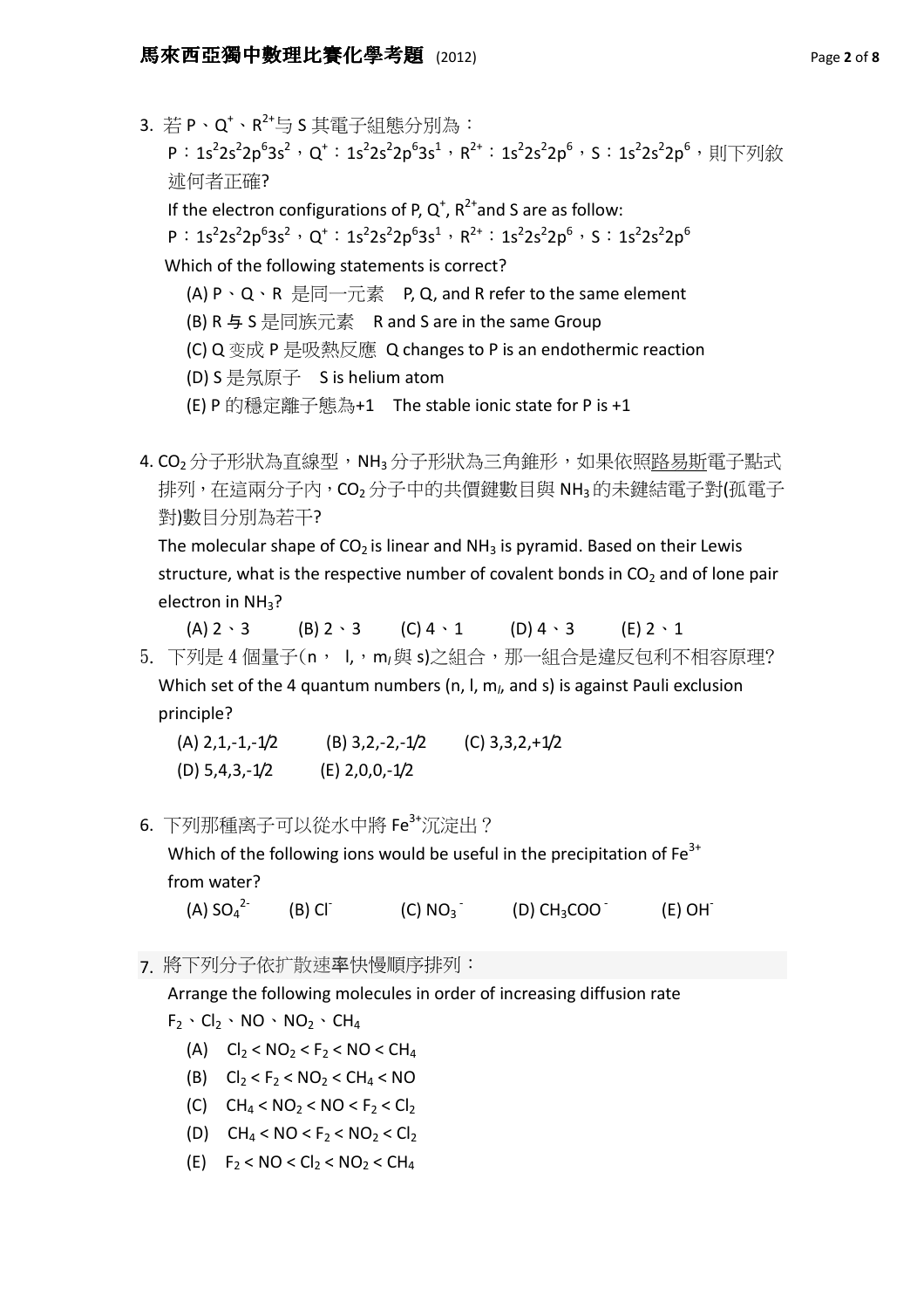3. 若 P、$Q^+$、$R^{2+}$与 S 其電子組態分別為：
   P：$1s^22s^22p^63s^2$，$Q^+$：$1s^22s^22p^63s^1$，$R^{2+}$：$1s^22s^22p^6$，S：$1s^22s^22p^6$，則下列敘述何者正確?
   If the electron configurations of P, $Q^+$, $R^{2+}$and S are as follow:
   P：$1s^22s^22p^63s^2$，$Q^+$：$1s^22s^22p^63s^1$，$R^{2+}$：$1s^22s^22p^6$，S：$1s^22s^22p^6$
   Which of the following statements is correct?
   (A) P、Q、R 是同一元素　P, Q, and R refer to the same element
   (B) R 与 S 是同族元素　R and S are in the same Group
   (C) Q 变成 P 是吸熱反應　Q changes to P is an endothermic reaction
   (D) S 是氖原子　S is helium atom
   (E) P 的穩定離子態為+1　The stable ionic state for P is +1

4. $CO_2$ 分子形狀為直線型，$NH_3$ 分子形狀為三角錐形，如果依照路易斯電子點式排列，在這兩分子內，$CO_2$ 分子中的共價鍵數目與 $NH_3$ 的未鍵結電子對(孤電子對)數目分別為若干?
   The molecular shape of $CO_2$ is linear and $NH_3$ is pyramid. Based on their Lewis structure, what is the respective number of covalent bonds in $CO_2$ and of lone pair electron in $NH_3$?
   (A) 2、3　(B) 2、2　(C) 4、1　(D) 4、3　(E) 2、1

5. 下列是 4 個量子(n， l，$m_l$與 s)之組合，那一組合是違反包利不相容原理?
   Which set of the 4 quantum numbers (n, l, $m_l$, and s) is against Pauli exclusion principle?
   (A) 2,1,-1,-1/2　(B) 3,2,-2,-1/2　(C) 3,3,2,+1/2
   (D) 5,4,3,-1/2　(E) 2,0,0,-1/2

6. 下列那種离子可以從水中將 $Fe^{3+}$沉淀出？
   Which of the following ions would be useful in the precipitation of $Fe^{3+}$ from water?
   (A) $SO_4^{2-}$　(B) $Cl^-$　(C) $NO_3^-$　(D) $CH_3COO^-$　(E) $OH^-$

7. 將下列分子依扩散速率快慢順序排列：
   Arrange the following molecules in order of increasing diffusion rate
   $F_2$、$Cl_2$、NO、$NO_2$、$CH_4$
   (A) $Cl_2 < NO_2 < F_2 < NO < CH_4$
   (B) $Cl_2 < F_2 < NO_2 < CH_4 < NO$
   (C) $CH_4 < NO_2 < NO < F_2 < Cl_2$
   (D) $CH_4 < NO < F_2 < NO_2 < Cl_2$
   (E) $F_2 < NO < Cl_2 < NO_2 < CH_4$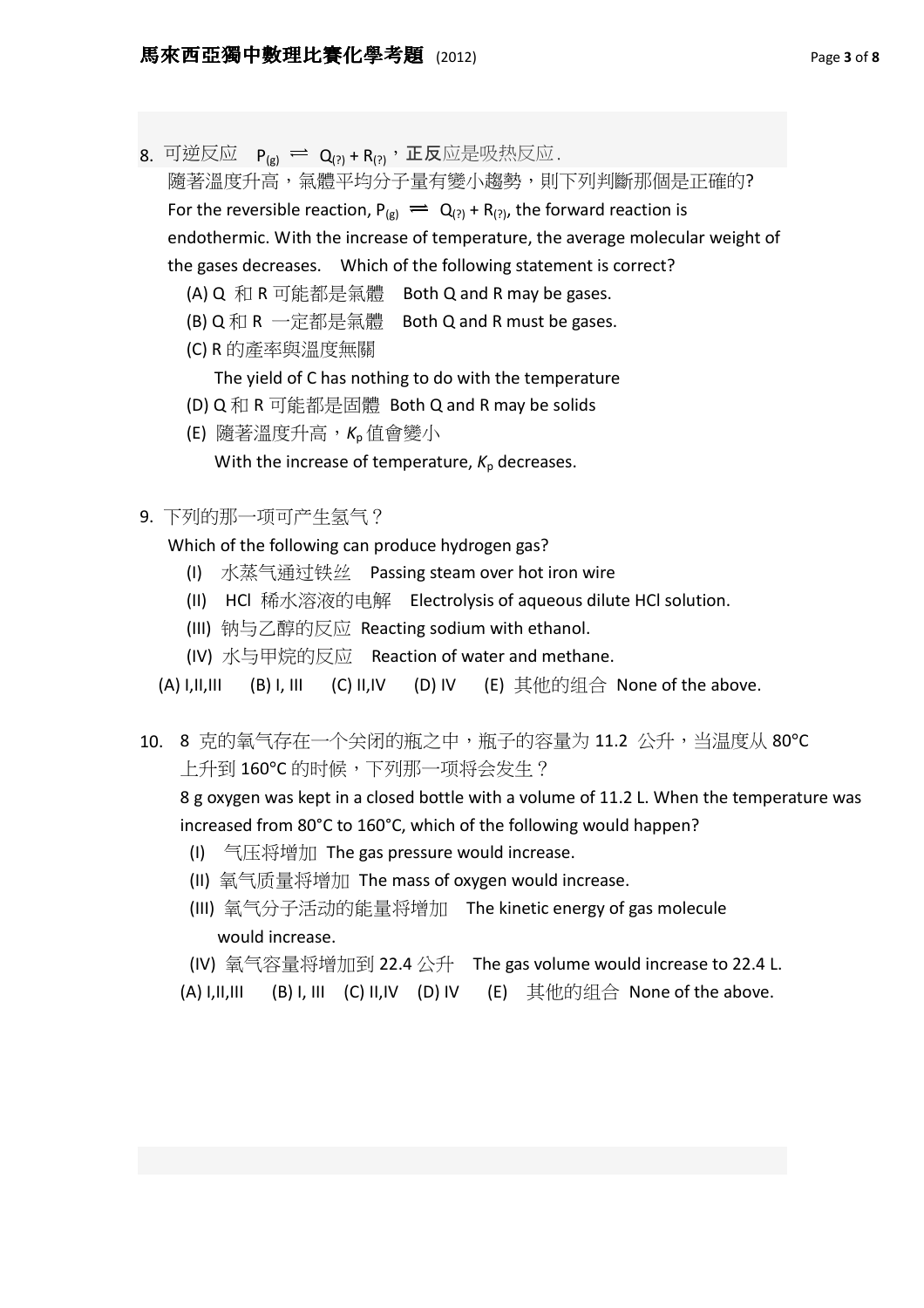8. 可逆反应 $P_{(g)} \rightleftharpoons Q_{(?)} + R_{(?)}$，**正反**应是吸热反应.

随著溫度升高，氣體平均分子量有變小趨勢，則下列判斷那個是正確的?

For the reversible reaction, $P_{(g)} \rightleftharpoons Q_{(?)} + R_{(?)}$, the forward reaction is endothermic. With the increase of temperature, the average molecular weight of the gases decreases. Which of the following statement is correct?

- (A) Q 和 R 可能都是氣體 Both Q and R may be gases.
- (B) Q 和 R 一定都是氣體 Both Q and R must be gases.
- (C) R 的產率與溫度無關
  The yield of C has nothing to do with the temperature
- (D) Q 和 R 可能都是固體 Both Q and R may be solids
- (E) 隨著溫度升高，$K_p$ 值會變小
  With the increase of temperature, $K_p$ decreases.

9. 下列的那一项可产生氢气？

Which of the following can produce hydrogen gas?

- (I) 水蒸气通过铁丝 Passing steam over hot iron wire
- (II) HCl 稀水溶液的电解 Electrolysis of aqueous dilute HCl solution.
- (III) 钠与乙醇的反应 Reacting sodium with ethanol.
- (IV) 水与甲烷的反应 Reaction of water and methane.

(A) I,II,III (B) I, III (C) II,IV (D) IV (E) 其他的组合 None of the above.

10. 8 克的氧气存在一个关闭的瓶之中，瓶子的容量为 11.2 公升，当温度从 80°C 上升到 160°C 的时候，下列那一项将会发生？

8 g oxygen was kept in a closed bottle with a volume of 11.2 L. When the temperature was increased from 80°C to 160°C, which of the following would happen?

- (I) 气压将增加 The gas pressure would increase.
- (II) 氧气质量将增加 The mass of oxygen would increase.
- (III) 氧气分子活动的能量将增加 The kinetic energy of gas molecule would increase.
- (IV) 氧气容量将增加到 22.4 公升 The gas volume would increase to 22.4 L.

(A) I,II,III (B) I, III (C) II,IV (D) IV (E) 其他的组合 None of the above.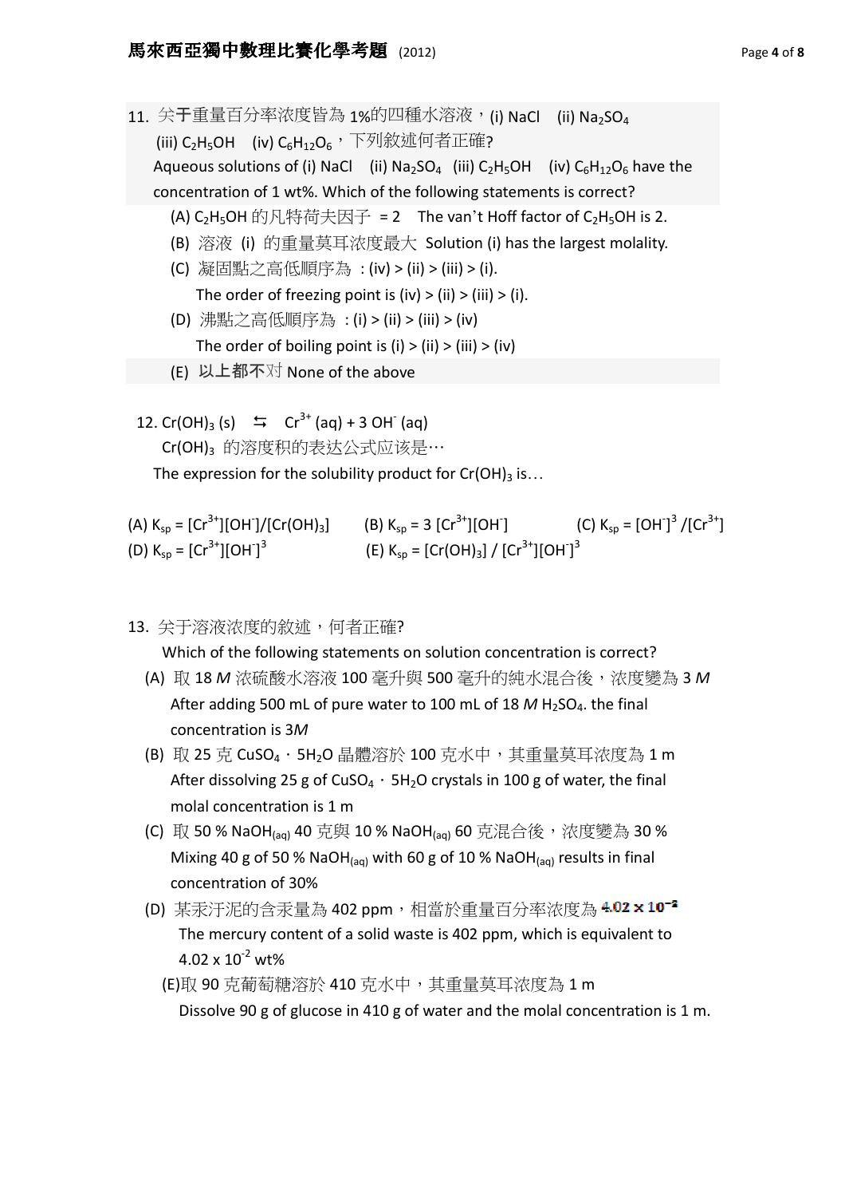11. 关于重量百分率濃度皆為 1%的四種水溶液，(i) NaCl　(ii) $Na_2SO_4$ (iii) $C_2H_5OH$　(iv) $C_6H_{12}O_6$，下列敘述何者正確?

Aqueous solutions of (i) NaCl　(ii) $Na_2SO_4$　(iii) $C_2H_5OH$　(iv) $C_6H_{12}O_6$ have the concentration of 1 wt%. Which of the following statements is correct?

(A) $C_2H_5OH$ 的凡特荷夫因子 = 2　The van't Hoff factor of $C_2H_5OH$ is 2.

(B) 溶液 (i) 的重量莫耳濃度最大 Solution (i) has the largest molality.

(C) 凝固點之高低順序為 : (iv) > (ii) > (iii) > (i).
The order of freezing point is (iv) > (ii) > (iii) > (i).

(D) 沸點之高低順序為 : (i) > (ii) > (iii) > (iv)
The order of boiling point is (i) > (ii) > (iii) > (iv)

(E) **以上都不**对 None of the above

12. $Cr(OH)_3\,(s) \leftrightarrows Cr^{3+}\,(aq) + 3\,OH^-\,(aq)$

$Cr(OH)_3$ 的溶度积的表达公式应该是…

The expression for the solubility product for $Cr(OH)_3$ is…

(A) $K_{sp} = [Cr^{3+}][OH^-]/[Cr(OH)_3]$　　(B) $K_{sp} = 3\,[Cr^{3+}][OH^-]$　　(C) $K_{sp} = [OH^-]^3/[Cr^{3+}]$

(D) $K_{sp} = [Cr^{3+}][OH^-]^3$　　(E) $K_{sp} = [Cr(OH)_3]\,/\,[Cr^{3+}][OH^-]^3$

13. 关于溶液濃度的敘述，何者正確?

Which of the following statements on solution concentration is correct?

(A) 取 18 *M* 濃硫酸水溶液 100 毫升與 500 毫升的純水混合後，濃度變為 3 *M*
After adding 500 mL of pure water to 100 mL of 18 *M* $H_2SO_4$. the final concentration is 3*M*

(B) 取 25 克 $CuSO_4 \cdot 5H_2O$ 晶體溶於 100 克水中，其重量莫耳濃度為 1 m
After dissolving 25 g of $CuSO_4 \cdot 5H_2O$ crystals in 100 g of water, the final molal concentration is 1 m

(C) 取 50 % $NaOH_{(aq)}$ 40 克與 10 % $NaOH_{(aq)}$ 60 克混合後，濃度變為 30 %
Mixing 40 g of 50 % $NaOH_{(aq)}$ with 60 g of 10 % $NaOH_{(aq)}$ results in final concentration of 30%

(D) 某汞汙泥的含汞量為 402 ppm，相當於重量百分率濃度為 $4.02 \times 10^{-2}$
The mercury content of a solid waste is 402 ppm, which is equivalent to $4.02 \times 10^{-2}$ wt%

(E)取 90 克葡萄糖溶於 410 克水中，其重量莫耳濃度為 1 m
Dissolve 90 g of glucose in 410 g of water and the molal concentration is 1 m.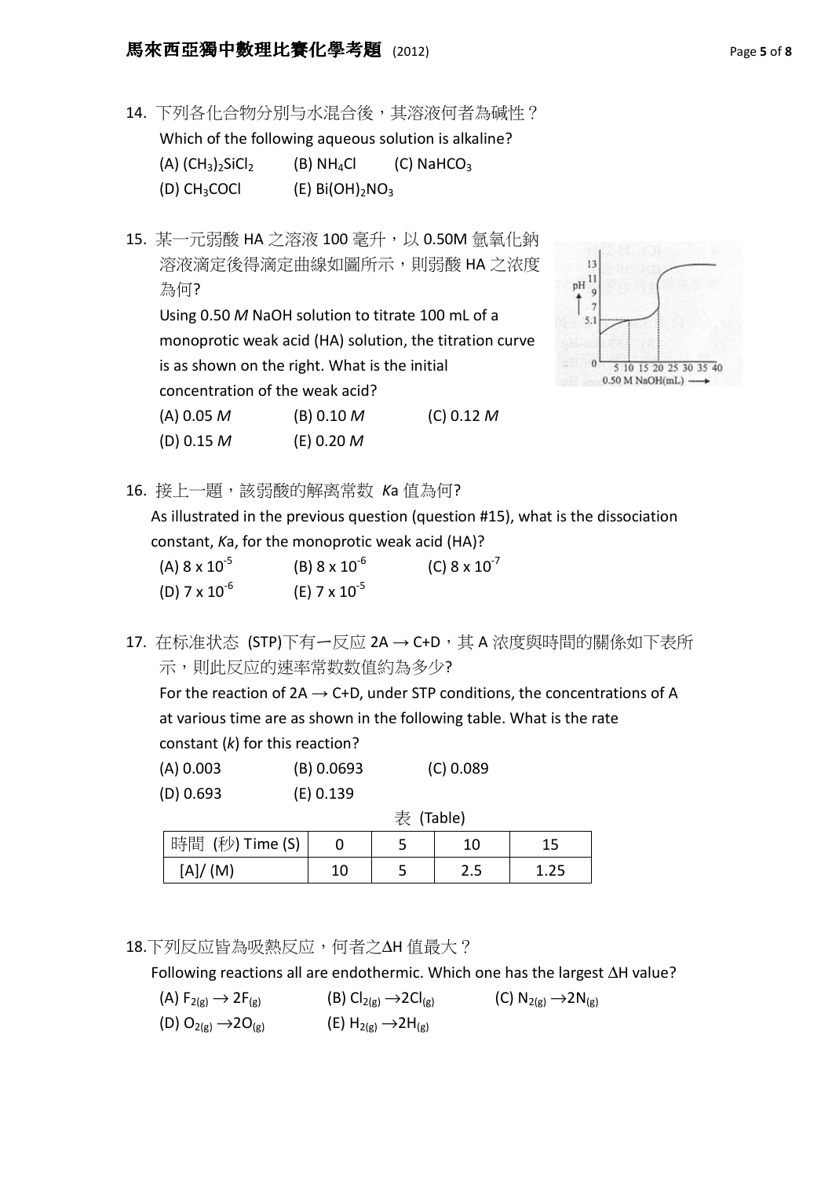14. 下列各化合物分别与水混合後，其溶液何者為碱性？

Which of the following aqueous solution is alkaline?

(A) $(CH_3)_2SiCl_2$ (B) $NH_4Cl$ (C) $NaHCO_3$

(D) $CH_3COCl$ (E) $Bi(OH)_2NO_3$

15. 某一元弱酸 HA 之溶液 100 毫升，以 0.50M 氫氧化鈉溶液滴定後得滴定曲線如圖所示，則弱酸 HA 之濃度為何?

Using 0.50 *M* NaOH solution to titrate 100 mL of a monoprotic weak acid (HA) solution, the titration curve is as shown on the right. What is the initial concentration of the weak acid?

(A) 0.05 *M* (B) 0.10 *M* (C) 0.12 *M*

(D) 0.15 *M* (E) 0.20 *M*

16. 接上一題，該弱酸的解离常数 *K*a 值為何?

As illustrated in the previous question (question #15), what is the dissociation constant, *K*a, for the monoprotic weak acid (HA)?

(A) $8 \times 10^{-5}$ (B) $8 \times 10^{-6}$ (C) $8 \times 10^{-7}$

(D) $7 \times 10^{-6}$ (E) $7 \times 10^{-5}$

17. 在标准状态 (STP)下有一反应 2A → C+D，其 A 浓度與時間的關係如下表所示，则此反应的速率常数数值約為多少?

For the reaction of 2A → C+D, under STP conditions, the concentrations of A at various time are as shown in the following table. What is the rate constant (*k*) for this reaction?

(A) 0.003 (B) 0.0693 (C) 0.089

(D) 0.693 (E) 0.139

表 (Table)

| 時間 (秒) Time (S) | 0 | 5 | 10 | 15 |
|---|---|---|---|---|
| [A]/ (M) | 10 | 5 | 2.5 | 1.25 |

18.下列反应皆為吸熱反应，何者之ΔH 值最大？

Following reactions all are endothermic. Which one has the largest ΔH value?

(A) $F_{2(g)} \rightarrow 2F_{(g)}$ (B) $Cl_{2(g)} \rightarrow 2Cl_{(g)}$ (C) $N_{2(g)} \rightarrow 2N_{(g)}$

(D) $O_{2(g)} \rightarrow 2O_{(g)}$ (E) $H_{2(g)} \rightarrow 2H_{(g)}$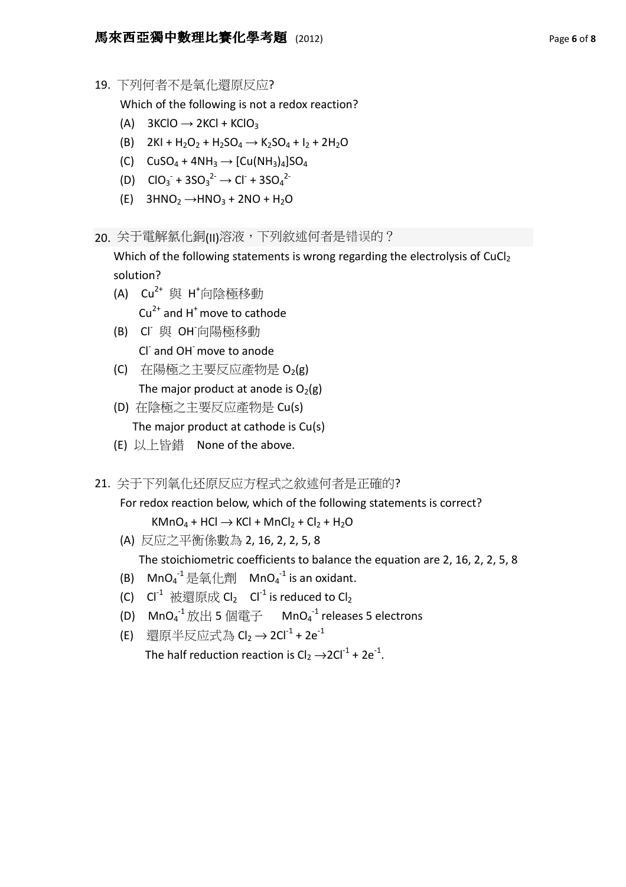19. 下列何者不是氧化還原反应?

 Which of the following is not a redox reaction?

 (A) $3KClO \rightarrow 2KCl + KClO_3$

 (B) $2KI + H_2O_2 + H_2SO_4 \rightarrow K_2SO_4 + I_2 + 2H_2O$

 (C) $CuSO_4 + 4NH_3 \rightarrow [Cu(NH_3)_4]SO_4$

 (D) $ClO_3^- + 3SO_3^{2-} \rightarrow Cl^- + 3SO_4^{2-}$

 (E) $3HNO_2 \rightarrow HNO_3 + 2NO + H_2O$

20. 关于電解氯化銅(II)溶液，下列敘述何者是错误的？

 Which of the following statements is wrong regarding the electrolysis of $CuCl_2$ solution?

 (A) $Cu^{2+}$ 與 $H^+$向陰極移動
 $Cu^{2+}$ and $H^+$ move to cathode

 (B) $Cl^-$ 與 $OH^-$向陽極移動
 $Cl^-$ and $OH^-$ move to anode

 (C) 在陽極之主要反应產物是 $O_2(g)$
 The major product at anode is $O_2(g)$

 (D) 在陰極之主要反应產物是 Cu(s)
 The major product at cathode is Cu(s)

 (E) 以上皆錯 None of the above.

21. 关于下列氧化还原反应方程式之敘述何者是正確的?

 For redox reaction below, which of the following statements is correct?

 $$KMnO_4 + HCl \rightarrow KCl + MnCl_2 + Cl_2 + H_2O$$

 (A) 反应之平衡係數為 2, 16, 2, 2, 5, 8
 The stoichiometric coefficients to balance the equation are 2, 16, 2, 2, 5, 8

 (B) $MnO_4^{-1}$是氧化劑 $MnO_4^{-1}$ is an oxidant.

 (C) $Cl^{-1}$ 被還原成 $Cl_2$ $Cl^{-1}$ is reduced to $Cl_2$

 (D) $MnO_4^{-1}$放出 5 個電子 $MnO_4^{-1}$ releases 5 electrons

 (E) 還原半反应式為 $Cl_2 \rightarrow 2Cl^{-1} + 2e^{-1}$
 The half reduction reaction is $Cl_2 \rightarrow 2Cl^{-1} + 2e^{-1}$.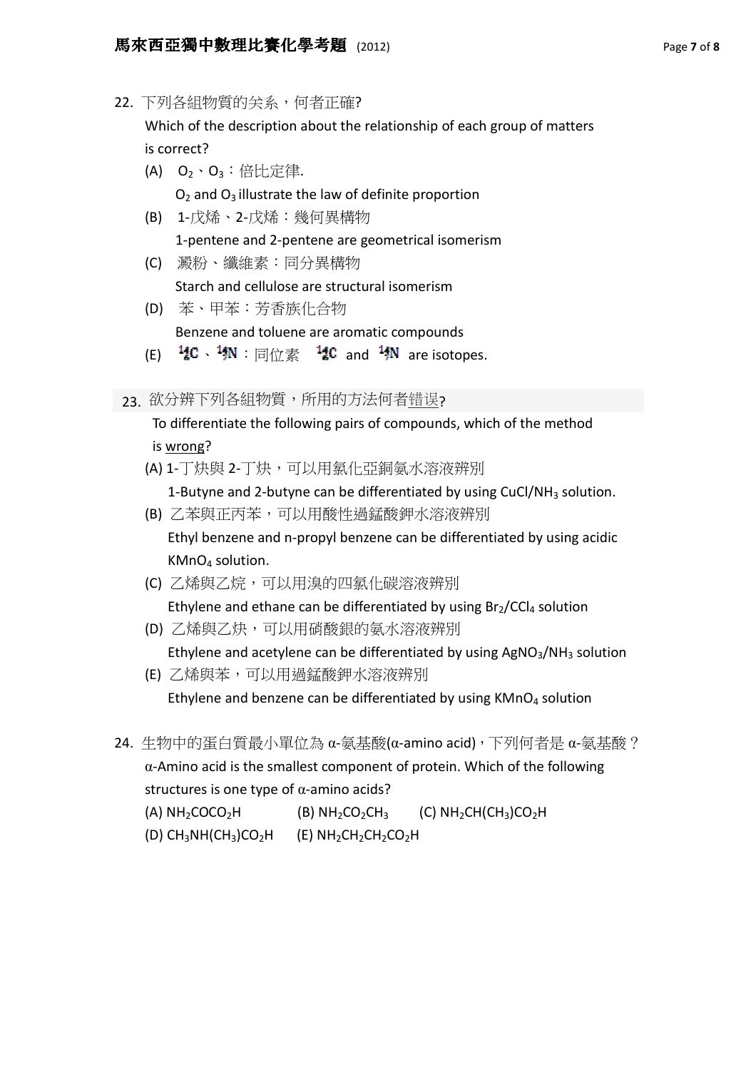22. 下列各組物質的关系，何者正確?

Which of the description about the relationship of each group of matters is correct?

(A) $O_2$、$O_3$：倍比定律.

$O_2$ and $O_3$ illustrate the law of definite proportion

(B) 1-戊烯、2-戊烯：幾何異構物

1-pentene and 2-pentene are geometrical isomerism

(C) 澱粉、纖維素：同分異構物

Starch and cellulose are structural isomerism

(D) 苯、甲苯：芳香族化合物

Benzene and toluene are aromatic compounds

(E) $^{14}_{6}C$、$^{14}_{7}N$：同位素 $^{14}_{6}C$ and $^{14}_{7}N$ are isotopes.

23. 欲分辨下列各組物質，所用的方法何者错误?

To differentiate the following pairs of compounds, which of the method is wrong?

(A) 1-丁炔與 2-丁炔，可以用氯化亞銅氨水溶液辨别

1-Butyne and 2-butyne can be differentiated by using $CuCl/NH_3$ solution.

(B) 乙苯與正丙苯，可以用酸性過錳酸鉀水溶液辨别

Ethyl benzene and n-propyl benzene can be differentiated by using acidic $KMnO_4$ solution.

(C) 乙烯與乙烷，可以用溴的四氯化碳溶液辨別

Ethylene and ethane can be differentiated by using $Br_2/CCl_4$ solution

(D) 乙烯與乙炔，可以用硝酸銀的氨水溶液辨别

Ethylene and acetylene can be differentiated by using $AgNO_3/NH_3$ solution

(E) 乙烯與苯，可以用過錳酸鉀水溶液辨别

Ethylene and benzene can be differentiated by using $KMnO_4$ solution

24. 生物中的蛋白質最小單位為 α-氨基酸(α-amino acid)，下列何者是 α-氨基酸？

α-Amino acid is the smallest component of protein. Which of the following structures is one type of α-amino acids?

(A) $NH_2COCO_2H$ (B) $NH_2CO_2CH_3$ (C) $NH_2CH(CH_3)CO_2H$

(D) $CH_3NH(CH_3)CO_2H$ (E) $NH_2CH_2CH_2CO_2H$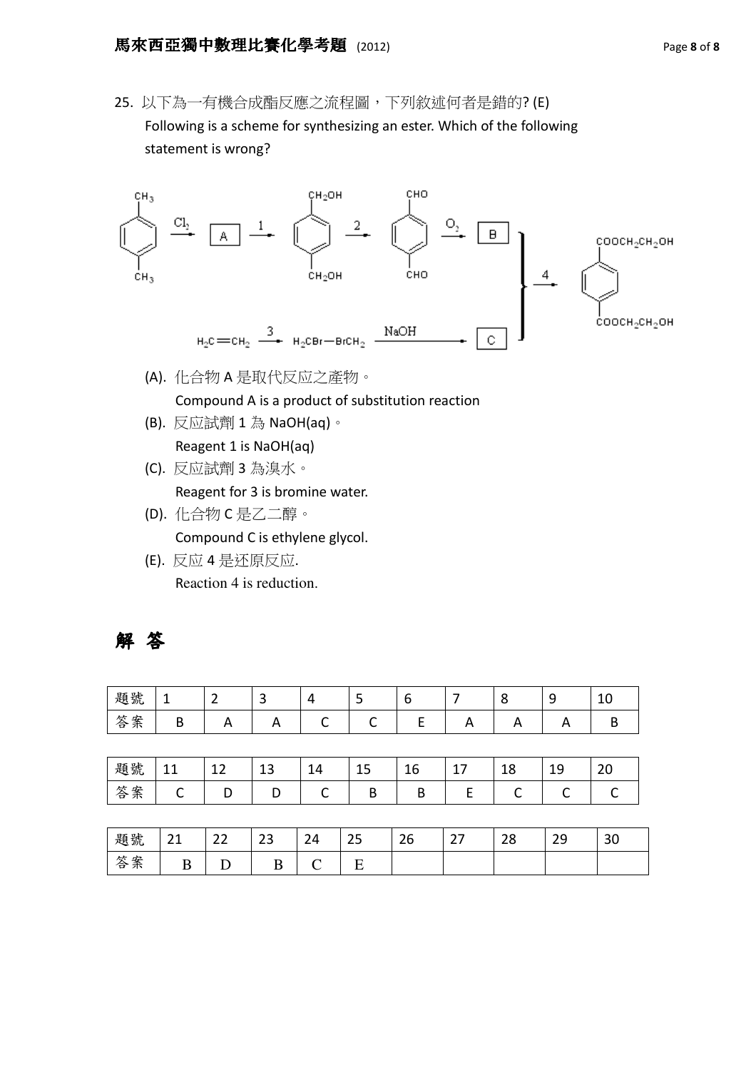25. 以下為一有機合成酯反應之流程圖，下列敘述何者是錯的? (E)
    Following is a scheme for synthesizing an ester. Which of the following statement is wrong?

(A). 化合物 A 是取代反应之產物。
Compound A is a product of substitution reaction

(B). 反应試劑 1 為 NaOH(aq)。
Reagent 1 is NaOH(aq)

(C). 反应試劑 3 為溴水。
Reagent for 3 is bromine water.

(D). 化合物 C 是乙二醇。
Compound C is ethylene glycol.

(E). 反应 4 是还原反应.
Reaction 4 is reduction.

# 解 答

| 題號 | 1 | 2 | 3 | 4 | 5 | 6 | 7 | 8 | 9 | 10 |
|---|---|---|---|---|---|---|---|---|---|---|
| 答案 | B | A | A | C | C | E | A | A | A | B |

| 題號 | 11 | 12 | 13 | 14 | 15 | 16 | 17 | 18 | 19 | 20 |
|---|---|---|---|---|---|---|---|---|---|---|
| 答案 | C | D | D | C | B | B | E | C | C | C |

| 題號 | 21 | 22 | 23 | 24 | 25 | 26 | 27 | 28 | 29 | 30 |
|---|---|---|---|---|---|---|---|---|---|---|
| 答案 | B | D | B | C | E | | | | | |